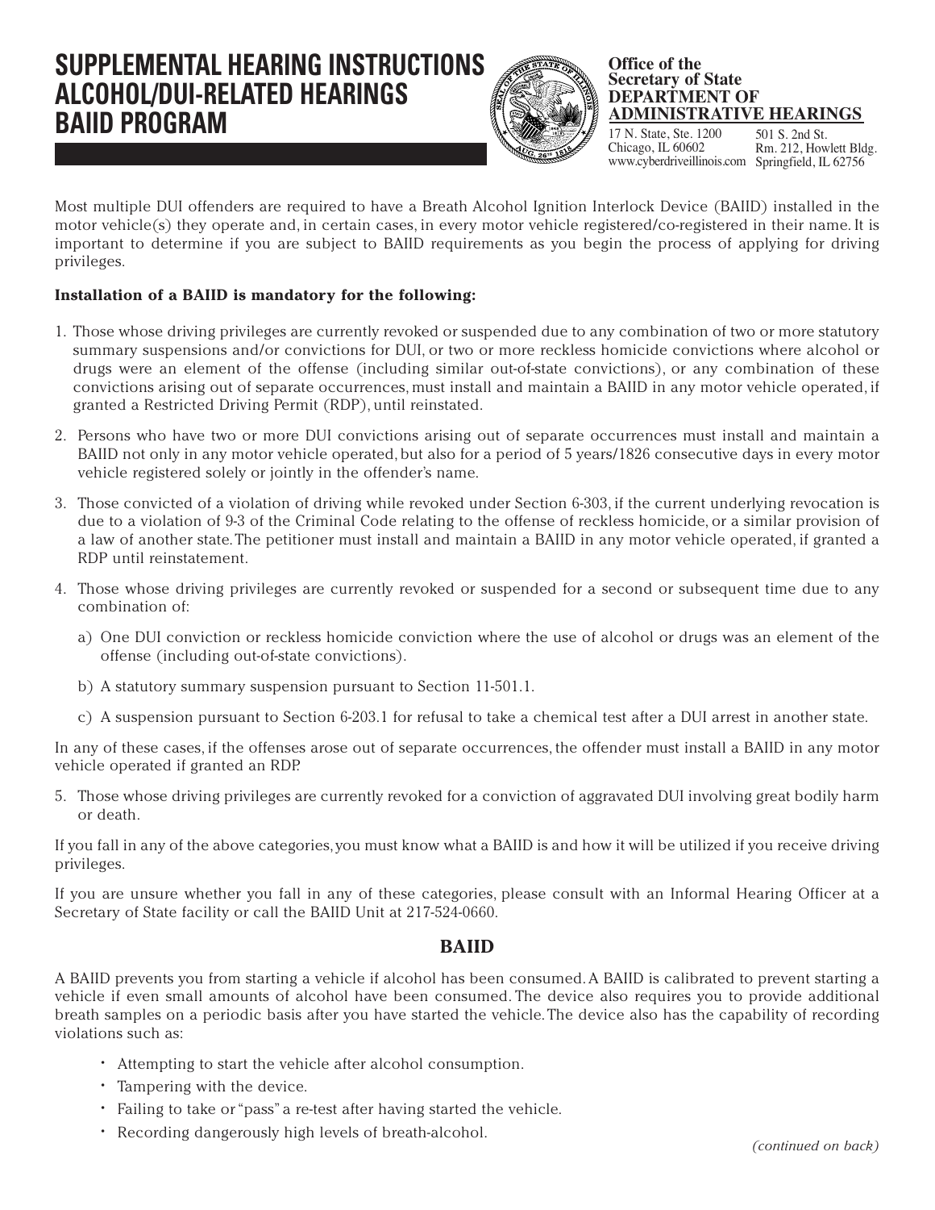# SUPPLEMENTAL HEARING INSTRUCTIONS ALCOHOL/DUI-RELATED HEARINGS BAIID PROGRAM

**Office of the Secretary of State**
**DEPARTMENT OF ADMINISTRATIVE HEARINGS**

17 N. State, Ste. 1200
Chicago, IL 60602
www.cyberdriveillinois.com

501 S. 2nd St.
Rm. 212, Howlett Bldg.
Springfield, IL 62756

Most multiple DUI offenders are required to have a Breath Alcohol Ignition Interlock Device (BAIID) installed in the motor vehicle(s) they operate and, in certain cases, in every motor vehicle registered/co-registered in their name. It is important to determine if you are subject to BAIID requirements as you begin the process of applying for driving privileges.

**Installation of a BAIID is mandatory for the following:**

1. Those whose driving privileges are currently revoked or suspended due to any combination of two or more statutory summary suspensions and/or convictions for DUI, or two or more reckless homicide convictions where alcohol or drugs were an element of the offense (including similar out-of-state convictions), or any combination of these convictions arising out of separate occurrences, must install and maintain a BAIID in any motor vehicle operated, if granted a Restricted Driving Permit (RDP), until reinstated.

2. Persons who have two or more DUI convictions arising out of separate occurrences must install and maintain a BAIID not only in any motor vehicle operated, but also for a period of 5 years/1826 consecutive days in every motor vehicle registered solely or jointly in the offender's name.

3. Those convicted of a violation of driving while revoked under Section 6-303, if the current underlying revocation is due to a violation of 9-3 of the Criminal Code relating to the offense of reckless homicide, or a similar provision of a law of another state. The petitioner must install and maintain a BAIID in any motor vehicle operated, if granted a RDP until reinstatement.

4. Those whose driving privileges are currently revoked or suspended for a second or subsequent time due to any combination of:

   a) One DUI conviction or reckless homicide conviction where the use of alcohol or drugs was an element of the offense (including out-of-state convictions).

   b) A statutory summary suspension pursuant to Section 11-501.1.

   c) A suspension pursuant to Section 6-203.1 for refusal to take a chemical test after a DUI arrest in another state.

In any of these cases, if the offenses arose out of separate occurrences, the offender must install a BAIID in any motor vehicle operated if granted an RDP.

5. Those whose driving privileges are currently revoked for a conviction of aggravated DUI involving great bodily harm or death.

If you fall in any of the above categories, you must know what a BAIID is and how it will be utilized if you receive driving privileges.

If you are unsure whether you fall in any of these categories, please consult with an Informal Hearing Officer at a Secretary of State facility or call the BAIID Unit at 217-524-0660.

## BAIID

A BAIID prevents you from starting a vehicle if alcohol has been consumed. A BAIID is calibrated to prevent starting a vehicle if even small amounts of alcohol have been consumed. The device also requires you to provide additional breath samples on a periodic basis after you have started the vehicle. The device also has the capability of recording violations such as:

- Attempting to start the vehicle after alcohol consumption.
- Tampering with the device.
- Failing to take or "pass" a re-test after having started the vehicle.
- Recording dangerously high levels of breath-alcohol.

*(continued on back)*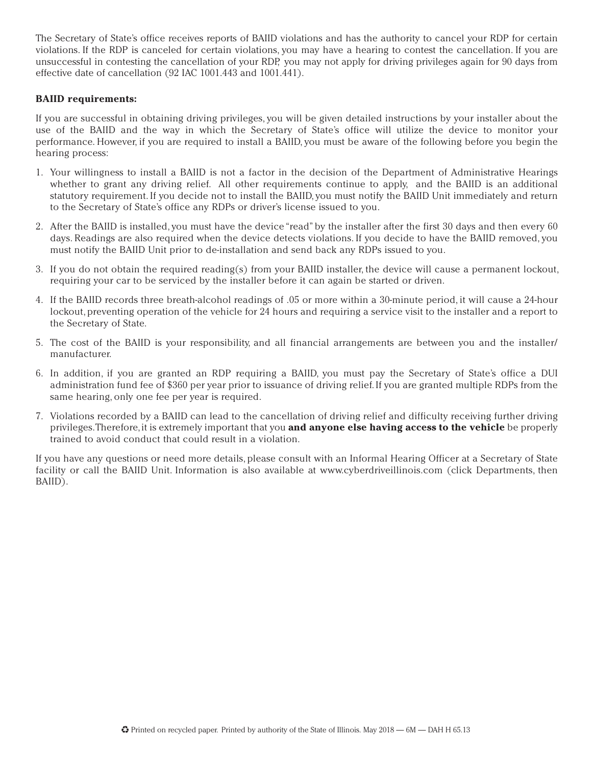The Secretary of State's office receives reports of BAIID violations and has the authority to cancel your RDP for certain violations. If the RDP is canceled for certain violations, you may have a hearing to contest the cancellation. If you are unsuccessful in contesting the cancellation of your RDP, you may not apply for driving privileges again for 90 days from effective date of cancellation (92 IAC 1001.443 and 1001.441).

**BAIID requirements:**

If you are successful in obtaining driving privileges, you will be given detailed instructions by your installer about the use of the BAIID and the way in which the Secretary of State's office will utilize the device to monitor your performance. However, if you are required to install a BAIID, you must be aware of the following before you begin the hearing process:

1. Your willingness to install a BAIID is not a factor in the decision of the Department of Administrative Hearings whether to grant any driving relief. All other requirements continue to apply, and the BAIID is an additional statutory requirement. If you decide not to install the BAIID, you must notify the BAIID Unit immediately and return to the Secretary of State's office any RDPs or driver's license issued to you.
2. After the BAIID is installed, you must have the device "read" by the installer after the first 30 days and then every 60 days. Readings are also required when the device detects violations. If you decide to have the BAIID removed, you must notify the BAIID Unit prior to de-installation and send back any RDPs issued to you.
3. If you do not obtain the required reading(s) from your BAIID installer, the device will cause a permanent lockout, requiring your car to be serviced by the installer before it can again be started or driven.
4. If the BAIID records three breath-alcohol readings of .05 or more within a 30-minute period, it will cause a 24-hour lockout, preventing operation of the vehicle for 24 hours and requiring a service visit to the installer and a report to the Secretary of State.
5. The cost of the BAIID is your responsibility, and all financial arrangements are between you and the installer/ manufacturer.
6. In addition, if you are granted an RDP requiring a BAIID, you must pay the Secretary of State's office a DUI administration fund fee of $360 per year prior to issuance of driving relief. If you are granted multiple RDPs from the same hearing, only one fee per year is required.
7. Violations recorded by a BAIID can lead to the cancellation of driving relief and difficulty receiving further driving privileges. Therefore, it is extremely important that you **and anyone else having access to the vehicle** be properly trained to avoid conduct that could result in a violation.

If you have any questions or need more details, please consult with an Informal Hearing Officer at a Secretary of State facility or call the BAIID Unit. Information is also available at www.cyberdriveillinois.com (click Departments, then BAIID).

♻ Printed on recycled paper. Printed by authority of the State of Illinois. May 2018 — 6M — DAH H 65.13